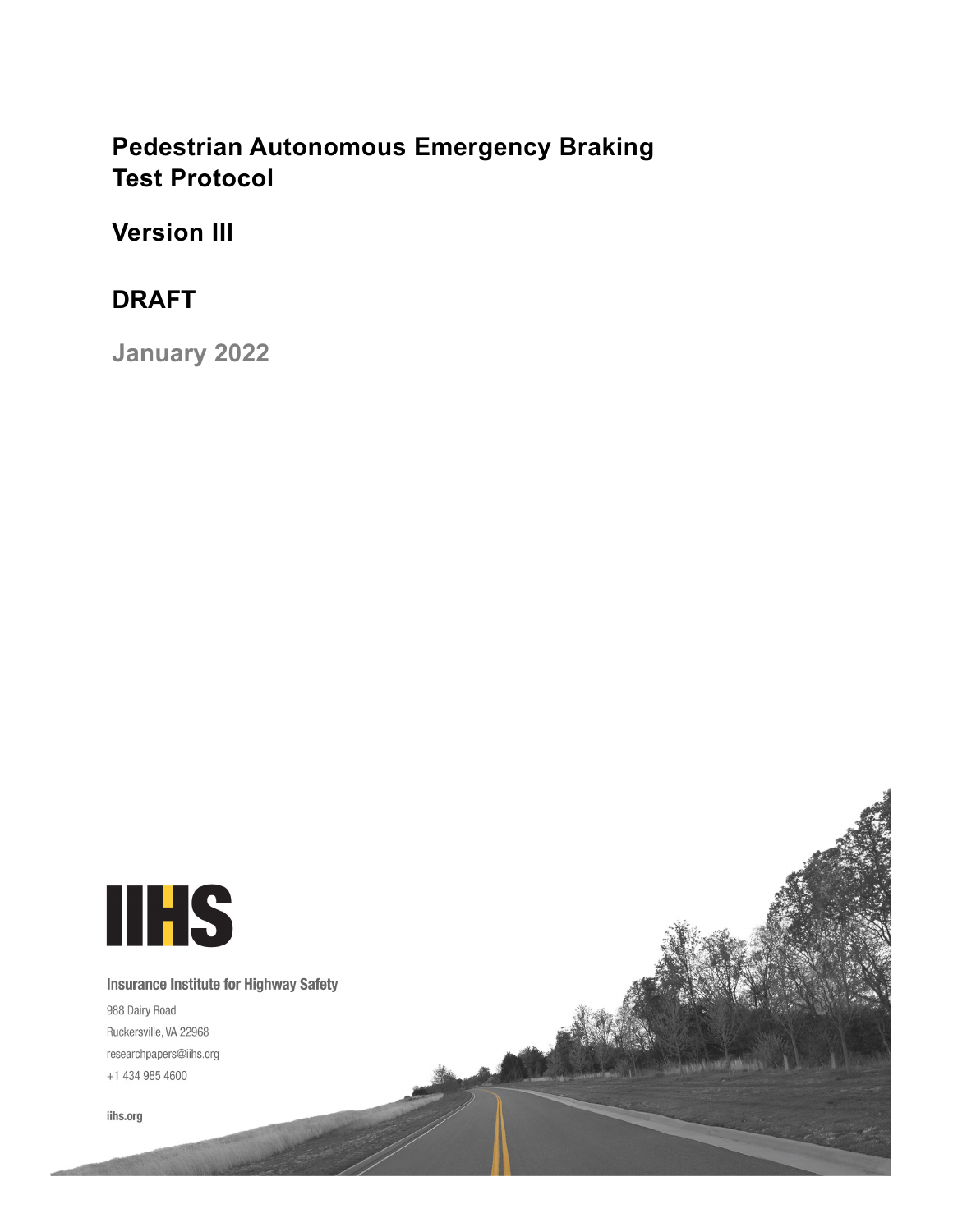# Pedestrian Autonomous Emergency Braking Test Protocol

## Version III

## DRAFT

**January 2022**

IIHS

**Insurance Institute for Highway Safety**

988 Dairy Road
Ruckersville, VA 22968
researchpapers@iihs.org
+1 434 985 4600

iihs.org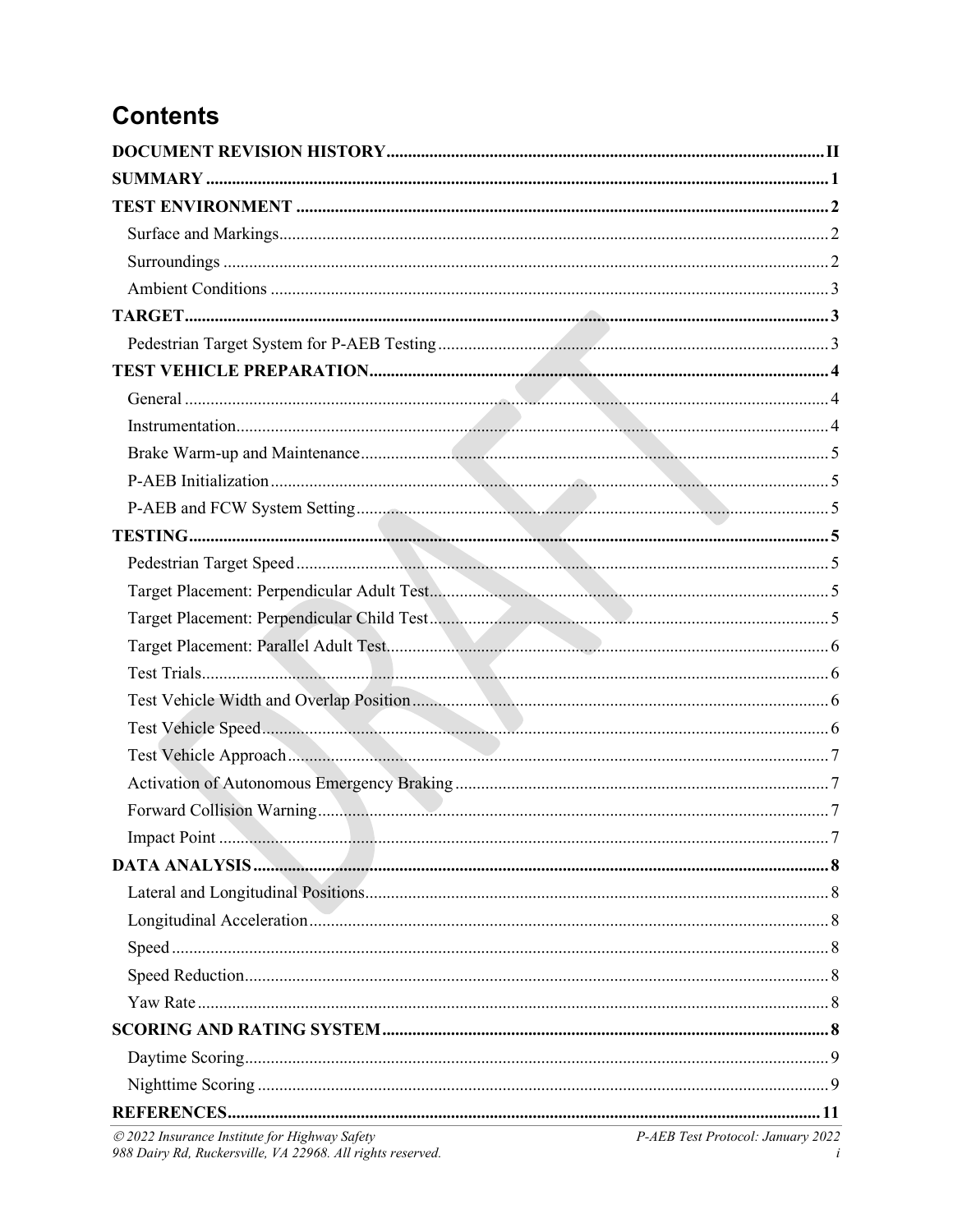# Contents

| | |
|---|---|
| **DOCUMENT REVISION HISTORY** | **II** |
| **SUMMARY** | **1** |
| **TEST ENVIRONMENT** | **2** |
| Surface and Markings | 2 |
| Surroundings | 2 |
| Ambient Conditions | 3 |
| **TARGET** | **3** |
| Pedestrian Target System for P-AEB Testing | 3 |
| **TEST VEHICLE PREPARATION** | **4** |
| General | 4 |
| Instrumentation | 4 |
| Brake Warm-up and Maintenance | 5 |
| P-AEB Initialization | 5 |
| P-AEB and FCW System Setting | 5 |
| **TESTING** | **5** |
| Pedestrian Target Speed | 5 |
| Target Placement: Perpendicular Adult Test | 5 |
| Target Placement: Perpendicular Child Test | 5 |
| Target Placement: Parallel Adult Test | 6 |
| Test Trials | 6 |
| Test Vehicle Width and Overlap Position | 6 |
| Test Vehicle Speed | 6 |
| Test Vehicle Approach | 7 |
| Activation of Autonomous Emergency Braking | 7 |
| Forward Collision Warning | 7 |
| Impact Point | 7 |
| **DATA ANALYSIS** | **8** |
| Lateral and Longitudinal Positions | 8 |
| Longitudinal Acceleration | 8 |
| Speed | 8 |
| Speed Reduction | 8 |
| Yaw Rate | 8 |
| **SCORING AND RATING SYSTEM** | **8** |
| Daytime Scoring | 9 |
| Nighttime Scoring | 9 |
| **REFERENCES** | **11** |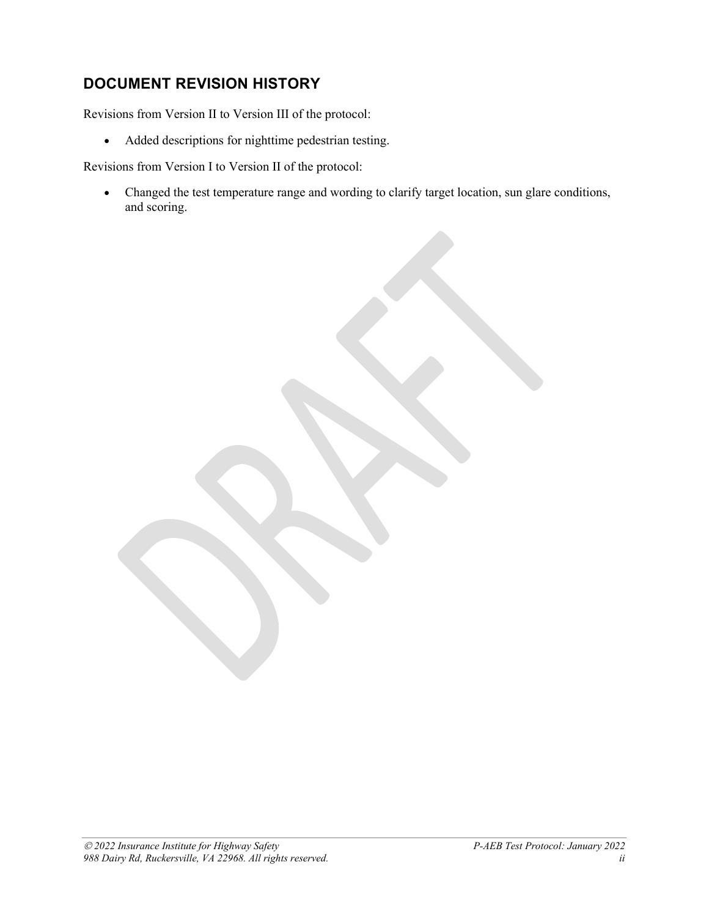## DOCUMENT REVISION HISTORY

Revisions from Version II to Version III of the protocol:

- Added descriptions for nighttime pedestrian testing.

Revisions from Version I to Version II of the protocol:

- Changed the test temperature range and wording to clarify target location, sun glare conditions, and scoring.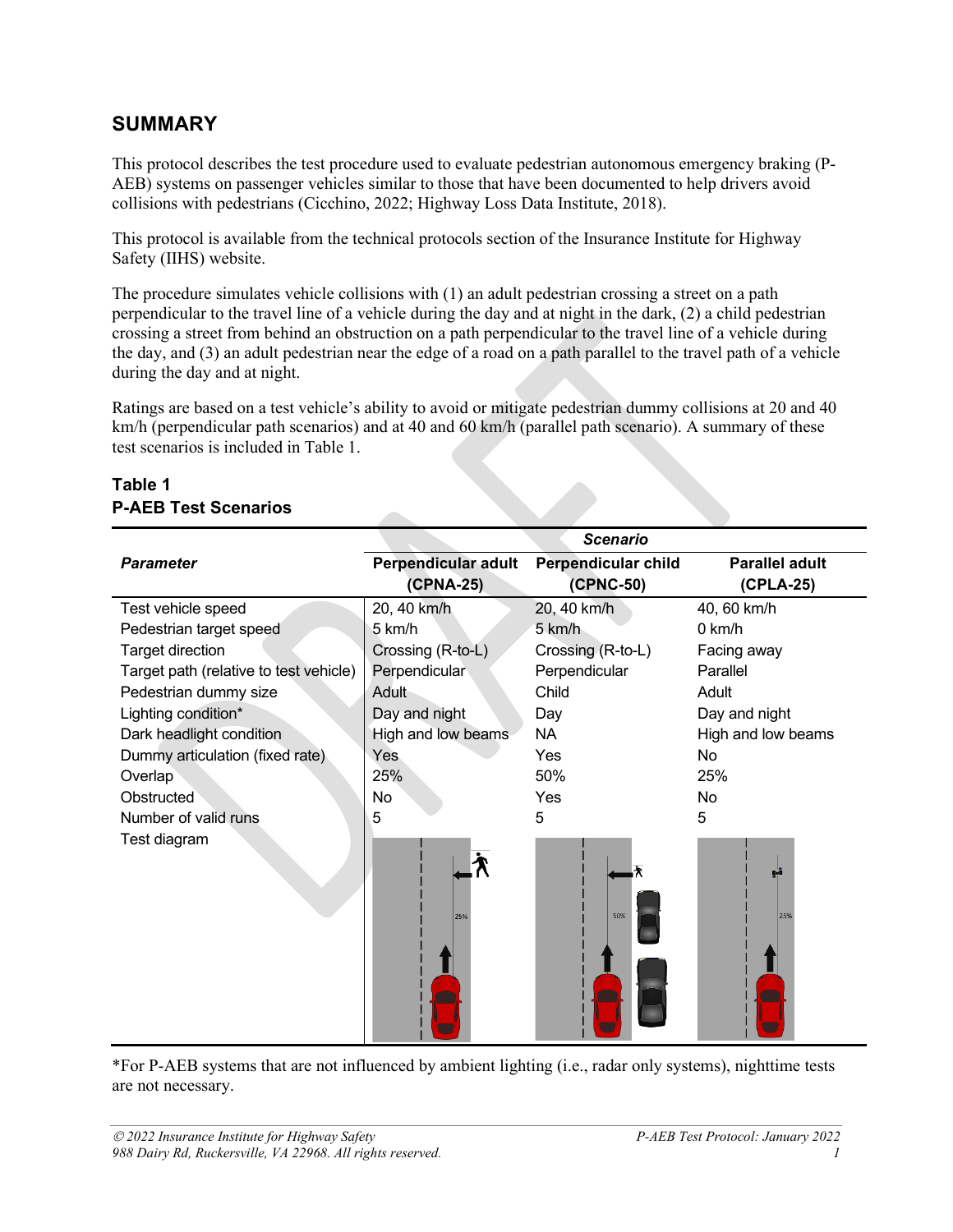## SUMMARY

This protocol describes the test procedure used to evaluate pedestrian autonomous emergency braking (P-AEB) systems on passenger vehicles similar to those that have been documented to help drivers avoid collisions with pedestrians (Cicchino, 2022; Highway Loss Data Institute, 2018).

This protocol is available from the technical protocols section of the Insurance Institute for Highway Safety (IIHS) website.

The procedure simulates vehicle collisions with (1) an adult pedestrian crossing a street on a path perpendicular to the travel line of a vehicle during the day and at night in the dark, (2) a child pedestrian crossing a street from behind an obstruction on a path perpendicular to the travel line of a vehicle during the day, and (3) an adult pedestrian near the edge of a road on a path parallel to the travel path of a vehicle during the day and at night.

Ratings are based on a test vehicle's ability to avoid or mitigate pedestrian dummy collisions at 20 and 40 km/h (perpendicular path scenarios) and at 40 and 60 km/h (parallel path scenario). A summary of these test scenarios is included in Table 1.

**Table 1**
**P-AEB Test Scenarios**

| | *Scenario* | | |
|---|---|---|---|
| ***Parameter*** | **Perpendicular adult (CPNA-25)** | **Perpendicular child (CPNC-50)** | **Parallel adult (CPLA-25)** |
| Test vehicle speed | 20, 40 km/h | 20, 40 km/h | 40, 60 km/h |
| Pedestrian target speed | 5 km/h | 5 km/h | 0 km/h |
| Target direction | Crossing (R-to-L) | Crossing (R-to-L) | Facing away |
| Target path (relative to test vehicle) | Perpendicular | Perpendicular | Parallel |
| Pedestrian dummy size | Adult | Child | Adult |
| Lighting condition* | Day and night | Day | Day and night |
| Dark headlight condition | High and low beams | NA | High and low beams |
| Dummy articulation (fixed rate) | Yes | Yes | No |
| Overlap | 25% | 50% | 25% |
| Obstructed | No | Yes | No |
| Number of valid runs | 5 | 5 | 5 |
| Test diagram | 25% | 50% | 25% |

*For P-AEB systems that are not influenced by ambient lighting (i.e., radar only systems), nighttime tests are not necessary.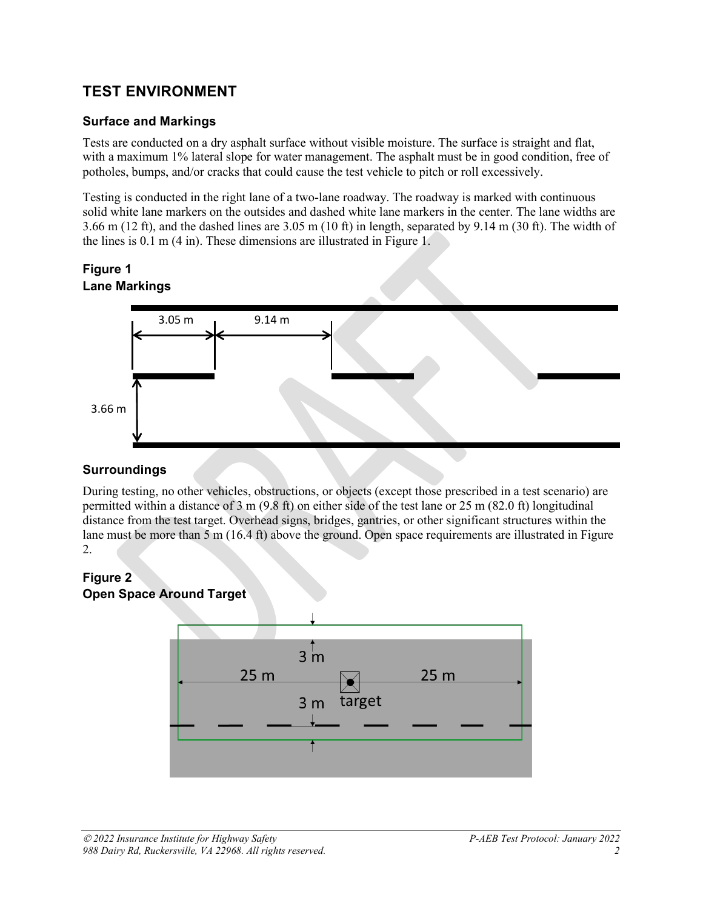## TEST ENVIRONMENT

### Surface and Markings

Tests are conducted on a dry asphalt surface without visible moisture. The surface is straight and flat, with a maximum 1% lateral slope for water management. The asphalt must be in good condition, free of potholes, bumps, and/or cracks that could cause the test vehicle to pitch or roll excessively.

Testing is conducted in the right lane of a two-lane roadway. The roadway is marked with continuous solid white lane markers on the outsides and dashed white lane markers in the center. The lane widths are 3.66 m (12 ft), and the dashed lines are 3.05 m (10 ft) in length, separated by 9.14 m (30 ft). The width of the lines is 0.1 m (4 in). These dimensions are illustrated in Figure 1.

**Figure 1**
**Lane Markings**

3.05 m
9.14 m
3.66 m

### Surroundings

During testing, no other vehicles, obstructions, or objects (except those prescribed in a test scenario) are permitted within a distance of 3 m (9.8 ft) on either side of the test lane or 25 m (82.0 ft) longitudinal distance from the test target. Overhead signs, bridges, gantries, or other significant structures within the lane must be more than 5 m (16.4 ft) above the ground. Open space requirements are illustrated in Figure 2.

**Figure 2**
**Open Space Around Target**

3 m
25 m
25 m
3 m
target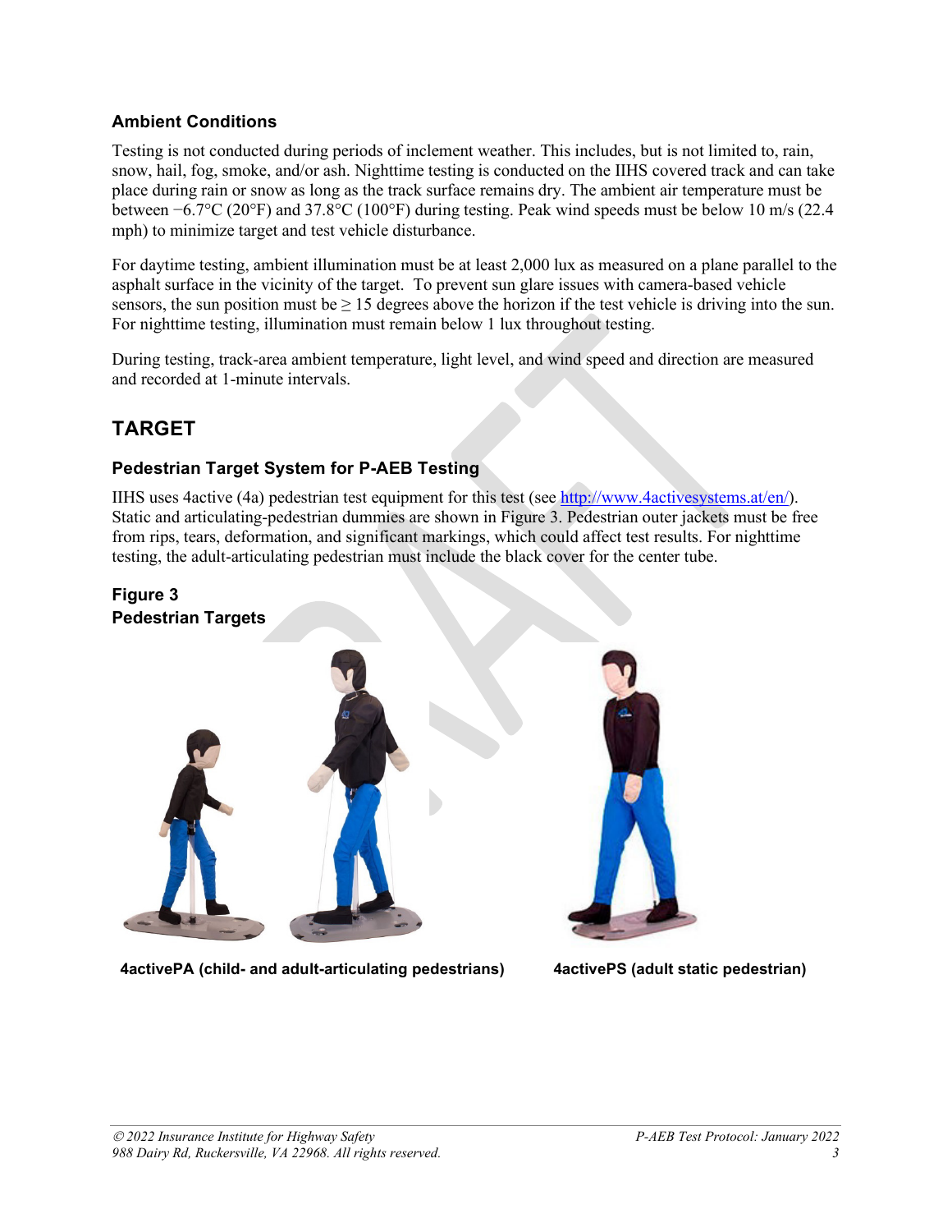### Ambient Conditions

Testing is not conducted during periods of inclement weather. This includes, but is not limited to, rain, snow, hail, fog, smoke, and/or ash. Nighttime testing is conducted on the IIHS covered track and can take place during rain or snow as long as the track surface remains dry. The ambient air temperature must be between −6.7°C (20°F) and 37.8°C (100°F) during testing. Peak wind speeds must be below 10 m/s (22.4 mph) to minimize target and test vehicle disturbance.

For daytime testing, ambient illumination must be at least 2,000 lux as measured on a plane parallel to the asphalt surface in the vicinity of the target. To prevent sun glare issues with camera-based vehicle sensors, the sun position must be ≥ 15 degrees above the horizon if the test vehicle is driving into the sun. For nighttime testing, illumination must remain below 1 lux throughout testing.

During testing, track-area ambient temperature, light level, and wind speed and direction are measured and recorded at 1-minute intervals.

## TARGET

### Pedestrian Target System for P-AEB Testing

IIHS uses 4active (4a) pedestrian test equipment for this test (see [http://www.4activesystems.at/en/](http://www.4activesystems.at/en/)). Static and articulating-pedestrian dummies are shown in Figure 3. Pedestrian outer jackets must be free from rips, tears, deformation, and significant markings, which could affect test results. For nighttime testing, the adult-articulating pedestrian must include the black cover for the center tube.

**Figure 3**
**Pedestrian Targets**

**4activePA (child- and adult-articulating pedestrians)**

**4activePS (adult static pedestrian)**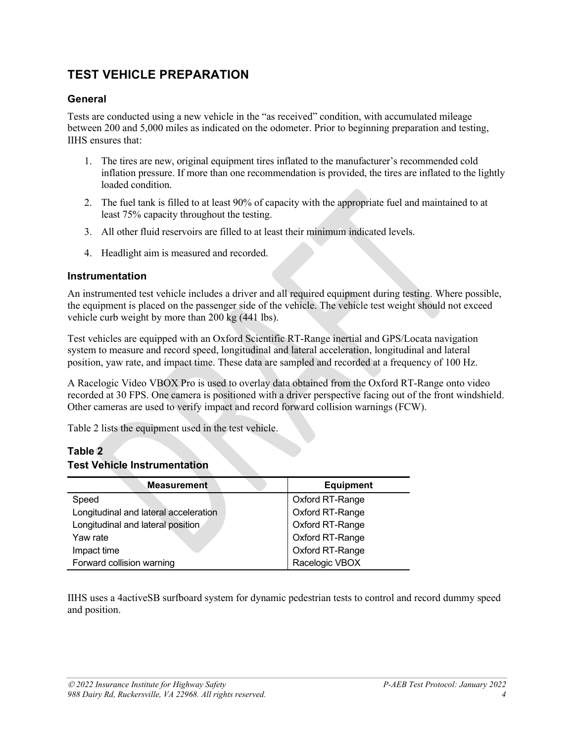## TEST VEHICLE PREPARATION

### General

Tests are conducted using a new vehicle in the "as received" condition, with accumulated mileage between 200 and 5,000 miles as indicated on the odometer. Prior to beginning preparation and testing, IIHS ensures that:

1. The tires are new, original equipment tires inflated to the manufacturer's recommended cold inflation pressure. If more than one recommendation is provided, the tires are inflated to the lightly loaded condition.
2. The fuel tank is filled to at least 90% of capacity with the appropriate fuel and maintained to at least 75% capacity throughout the testing.
3. All other fluid reservoirs are filled to at least their minimum indicated levels.
4. Headlight aim is measured and recorded.

### Instrumentation

An instrumented test vehicle includes a driver and all required equipment during testing. Where possible, the equipment is placed on the passenger side of the vehicle. The vehicle test weight should not exceed vehicle curb weight by more than 200 kg (441 lbs).

Test vehicles are equipped with an Oxford Scientific RT-Range inertial and GPS/Locata navigation system to measure and record speed, longitudinal and lateral acceleration, longitudinal and lateral position, yaw rate, and impact time. These data are sampled and recorded at a frequency of 100 Hz.

A Racelogic Video VBOX Pro is used to overlay data obtained from the Oxford RT-Range onto video recorded at 30 FPS. One camera is positioned with a driver perspective facing out of the front windshield. Other cameras are used to verify impact and record forward collision warnings (FCW).

Table 2 lists the equipment used in the test vehicle.

**Table 2**
**Test Vehicle Instrumentation**

| Measurement | Equipment |
|---|---|
| Speed | Oxford RT-Range |
| Longitudinal and lateral acceleration | Oxford RT-Range |
| Longitudinal and lateral position | Oxford RT-Range |
| Yaw rate | Oxford RT-Range |
| Impact time | Oxford RT-Range |
| Forward collision warning | Racelogic VBOX |

IIHS uses a 4activeSB surfboard system for dynamic pedestrian tests to control and record dummy speed and position.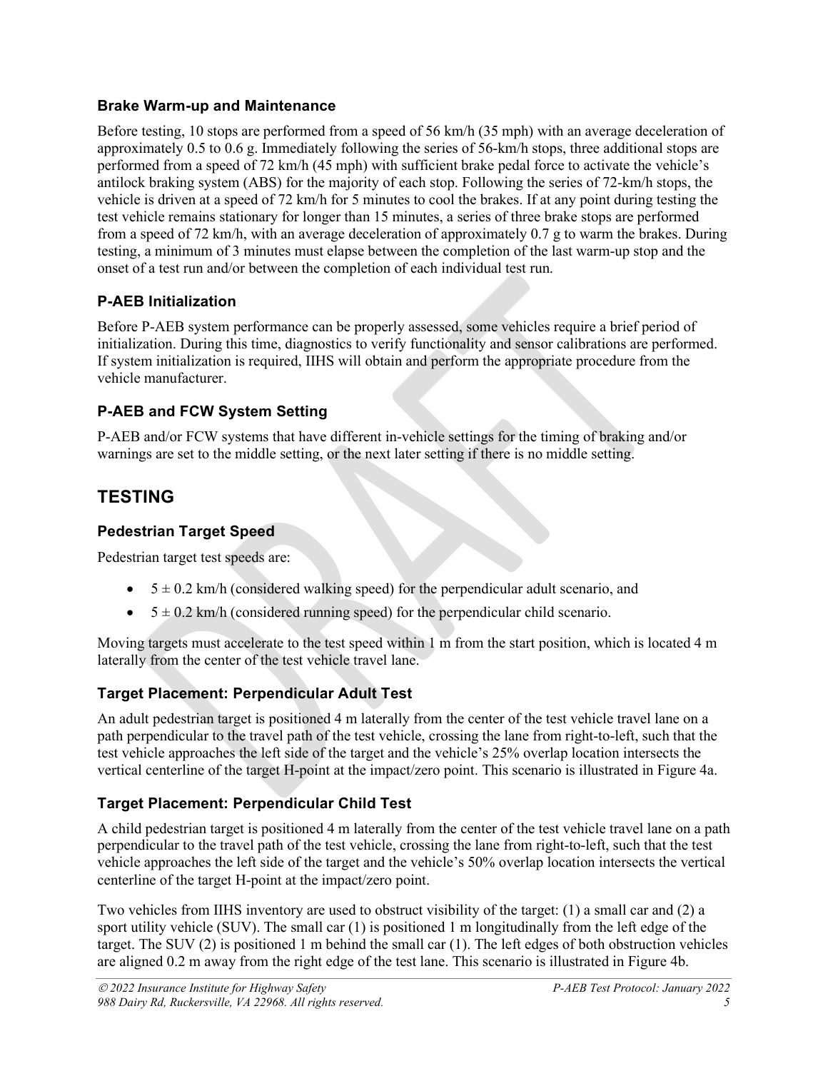### Brake Warm-up and Maintenance

Before testing, 10 stops are performed from a speed of 56 km/h (35 mph) with an average deceleration of approximately 0.5 to 0.6 g. Immediately following the series of 56-km/h stops, three additional stops are performed from a speed of 72 km/h (45 mph) with sufficient brake pedal force to activate the vehicle's antilock braking system (ABS) for the majority of each stop. Following the series of 72-km/h stops, the vehicle is driven at a speed of 72 km/h for 5 minutes to cool the brakes. If at any point during testing the test vehicle remains stationary for longer than 15 minutes, a series of three brake stops are performed from a speed of 72 km/h, with an average deceleration of approximately 0.7 g to warm the brakes. During testing, a minimum of 3 minutes must elapse between the completion of the last warm-up stop and the onset of a test run and/or between the completion of each individual test run.

### P-AEB Initialization

Before P-AEB system performance can be properly assessed, some vehicles require a brief period of initialization. During this time, diagnostics to verify functionality and sensor calibrations are performed. If system initialization is required, IIHS will obtain and perform the appropriate procedure from the vehicle manufacturer.

### P-AEB and FCW System Setting

P-AEB and/or FCW systems that have different in-vehicle settings for the timing of braking and/or warnings are set to the middle setting, or the next later setting if there is no middle setting.

## TESTING

### Pedestrian Target Speed

Pedestrian target test speeds are:

- $5 \pm 0.2$ km/h (considered walking speed) for the perpendicular adult scenario, and
- $5 \pm 0.2$ km/h (considered running speed) for the perpendicular child scenario.

Moving targets must accelerate to the test speed within 1 m from the start position, which is located 4 m laterally from the center of the test vehicle travel lane.

### Target Placement: Perpendicular Adult Test

An adult pedestrian target is positioned 4 m laterally from the center of the test vehicle travel lane on a path perpendicular to the travel path of the test vehicle, crossing the lane from right-to-left, such that the test vehicle approaches the left side of the target and the vehicle's 25% overlap location intersects the vertical centerline of the target H-point at the impact/zero point. This scenario is illustrated in Figure 4a.

### Target Placement: Perpendicular Child Test

A child pedestrian target is positioned 4 m laterally from the center of the test vehicle travel lane on a path perpendicular to the travel path of the test vehicle, crossing the lane from right-to-left, such that the test vehicle approaches the left side of the target and the vehicle's 50% overlap location intersects the vertical centerline of the target H-point at the impact/zero point.

Two vehicles from IIHS inventory are used to obstruct visibility of the target: (1) a small car and (2) a sport utility vehicle (SUV). The small car (1) is positioned 1 m longitudinally from the left edge of the target. The SUV (2) is positioned 1 m behind the small car (1). The left edges of both obstruction vehicles are aligned 0.2 m away from the right edge of the test lane. This scenario is illustrated in Figure 4b.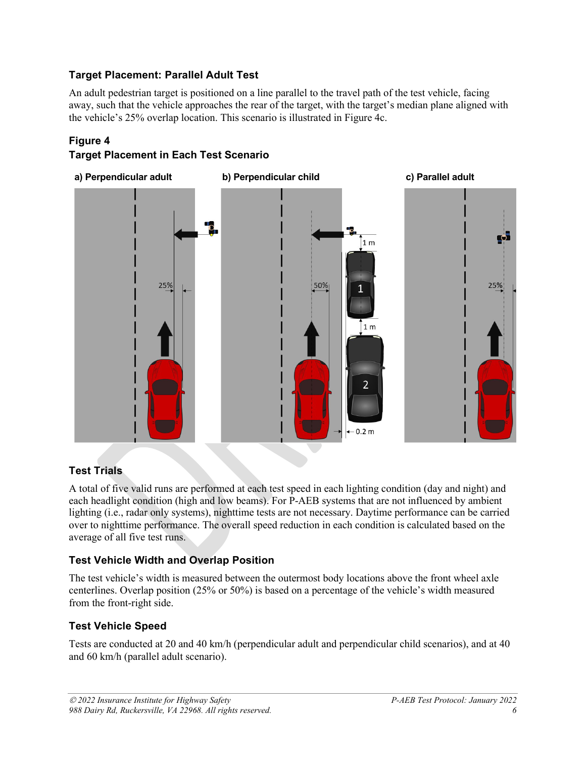### Target Placement: Parallel Adult Test

An adult pedestrian target is positioned on a line parallel to the travel path of the test vehicle, facing away, such that the vehicle approaches the rear of the target, with the target's median plane aligned with the vehicle's 25% overlap location. This scenario is illustrated in Figure 4c.

### Figure 4
### Target Placement in Each Test Scenario

**a) Perpendicular adult** **b) Perpendicular child** **c) Parallel adult**

### Test Trials

A total of five valid runs are performed at each test speed in each lighting condition (day and night) and each headlight condition (high and low beams). For P-AEB systems that are not influenced by ambient lighting (i.e., radar only systems), nighttime tests are not necessary. Daytime performance can be carried over to nighttime performance. The overall speed reduction in each condition is calculated based on the average of all five test runs.

### Test Vehicle Width and Overlap Position

The test vehicle's width is measured between the outermost body locations above the front wheel axle centerlines. Overlap position (25% or 50%) is based on a percentage of the vehicle's width measured from the front-right side.

### Test Vehicle Speed

Tests are conducted at 20 and 40 km/h (perpendicular adult and perpendicular child scenarios), and at 40 and 60 km/h (parallel adult scenario).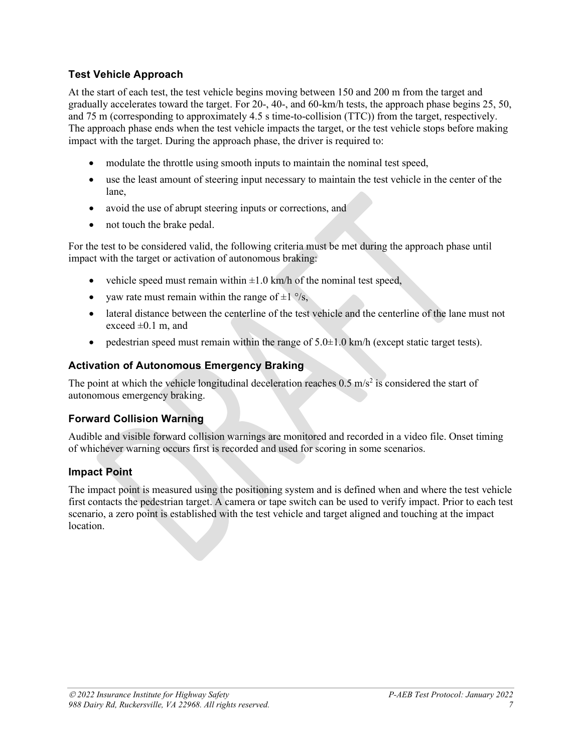## Test Vehicle Approach

At the start of each test, the test vehicle begins moving between 150 and 200 m from the target and gradually accelerates toward the target. For 20-, 40-, and 60-km/h tests, the approach phase begins 25, 50, and 75 m (corresponding to approximately 4.5 s time-to-collision (TTC)) from the target, respectively. The approach phase ends when the test vehicle impacts the target, or the test vehicle stops before making impact with the target. During the approach phase, the driver is required to:

- modulate the throttle using smooth inputs to maintain the nominal test speed,
- use the least amount of steering input necessary to maintain the test vehicle in the center of the lane,
- avoid the use of abrupt steering inputs or corrections, and
- not touch the brake pedal.

For the test to be considered valid, the following criteria must be met during the approach phase until impact with the target or activation of autonomous braking:

- vehicle speed must remain within ±1.0 km/h of the nominal test speed,
- yaw rate must remain within the range of ±1 °/s,
- lateral distance between the centerline of the test vehicle and the centerline of the lane must not exceed ±0.1 m, and
- pedestrian speed must remain within the range of 5.0±1.0 km/h (except static target tests).

## Activation of Autonomous Emergency Braking

The point at which the vehicle longitudinal deceleration reaches 0.5 $m/s^2$ is considered the start of autonomous emergency braking.

## Forward Collision Warning

Audible and visible forward collision warnings are monitored and recorded in a video file. Onset timing of whichever warning occurs first is recorded and used for scoring in some scenarios.

## Impact Point

The impact point is measured using the positioning system and is defined when and where the test vehicle first contacts the pedestrian target. A camera or tape switch can be used to verify impact. Prior to each test scenario, a zero point is established with the test vehicle and target aligned and touching at the impact location.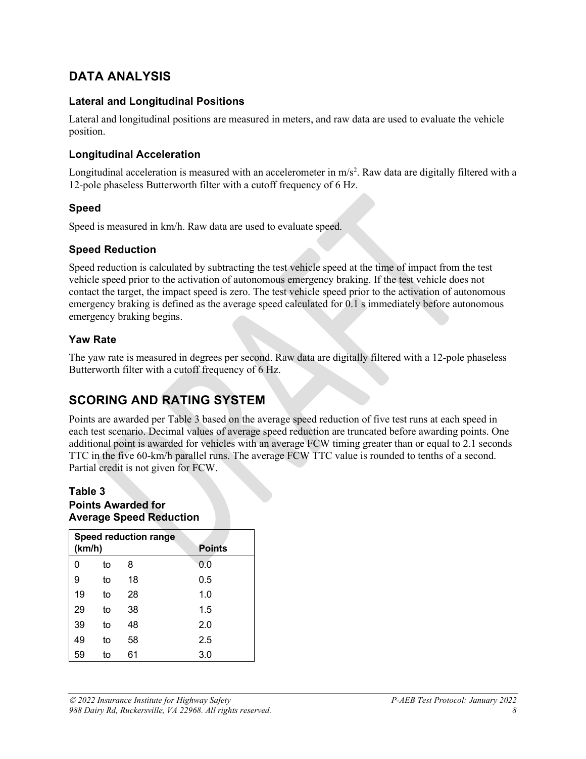## DATA ANALYSIS

### Lateral and Longitudinal Positions

Lateral and longitudinal positions are measured in meters, and raw data are used to evaluate the vehicle position.

### Longitudinal Acceleration

Longitudinal acceleration is measured with an accelerometer in $m/s^2$. Raw data are digitally filtered with a 12-pole phaseless Butterworth filter with a cutoff frequency of 6 Hz.

### Speed

Speed is measured in km/h. Raw data are used to evaluate speed.

### Speed Reduction

Speed reduction is calculated by subtracting the test vehicle speed at the time of impact from the test vehicle speed prior to the activation of autonomous emergency braking. If the test vehicle does not contact the target, the impact speed is zero. The test vehicle speed prior to the activation of autonomous emergency braking is defined as the average speed calculated for 0.1 s immediately before autonomous emergency braking begins.

### Yaw Rate

The yaw rate is measured in degrees per second. Raw data are digitally filtered with a 12-pole phaseless Butterworth filter with a cutoff frequency of 6 Hz.

## SCORING AND RATING SYSTEM

Points are awarded per Table 3 based on the average speed reduction of five test runs at each speed in each test scenario. Decimal values of average speed reduction are truncated before awarding points. One additional point is awarded for vehicles with an average FCW timing greater than or equal to 2.1 seconds TTC in the five 60-km/h parallel runs. The average FCW TTC value is rounded to tenths of a second. Partial credit is not given for FCW.

**Table 3**
**Points Awarded for Average Speed Reduction**

| Speed reduction range (km/h) | | | Points |
|---|---|---|---|
| 0 | to | 8 | 0.0 |
| 9 | to | 18 | 0.5 |
| 19 | to | 28 | 1.0 |
| 29 | to | 38 | 1.5 |
| 39 | to | 48 | 2.0 |
| 49 | to | 58 | 2.5 |
| 59 | to | 61 | 3.0 |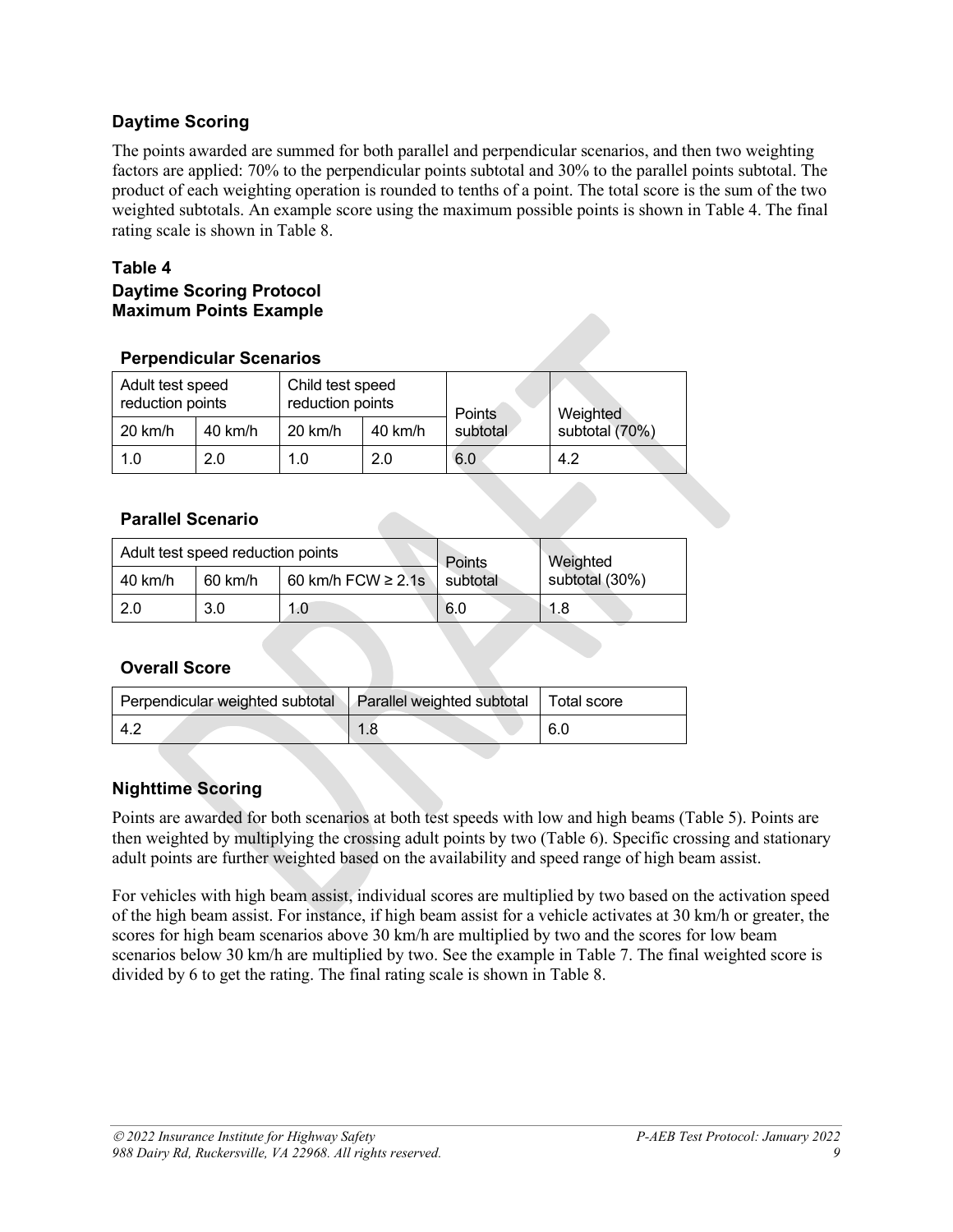## Daytime Scoring

The points awarded are summed for both parallel and perpendicular scenarios, and then two weighting factors are applied: 70% to the perpendicular points subtotal and 30% to the parallel points subtotal. The product of each weighting operation is rounded to tenths of a point. The total score is the sum of the two weighted subtotals. An example score using the maximum possible points is shown in Table 4. The final rating scale is shown in Table 8.

**Table 4**
**Daytime Scoring Protocol**
**Maximum Points Example**

### Perpendicular Scenarios

| Adult test speed reduction points | | Child test speed reduction points | | Points subtotal | Weighted subtotal (70%) |
|---|---|---|---|---|---|
| 20 km/h | 40 km/h | 20 km/h | 40 km/h | | |
| 1.0 | 2.0 | 1.0 | 2.0 | 6.0 | 4.2 |

### Parallel Scenario

| Adult test speed reduction points | | | Points subtotal | Weighted subtotal (30%) |
|---|---|---|---|---|
| 40 km/h | 60 km/h | 60 km/h FCW ≥ 2.1s | | |
| 2.0 | 3.0 | 1.0 | 6.0 | 1.8 |

### Overall Score

| Perpendicular weighted subtotal | Parallel weighted subtotal | Total score |
|---|---|---|
| 4.2 | 1.8 | 6.0 |

## Nighttime Scoring

Points are awarded for both scenarios at both test speeds with low and high beams (Table 5). Points are then weighted by multiplying the crossing adult points by two (Table 6). Specific crossing and stationary adult points are further weighted based on the availability and speed range of high beam assist.

For vehicles with high beam assist, individual scores are multiplied by two based on the activation speed of the high beam assist. For instance, if high beam assist for a vehicle activates at 30 km/h or greater, the scores for high beam scenarios above 30 km/h are multiplied by two and the scores for low beam scenarios below 30 km/h are multiplied by two. See the example in Table 7. The final weighted score is divided by 6 to get the rating. The final rating scale is shown in Table 8.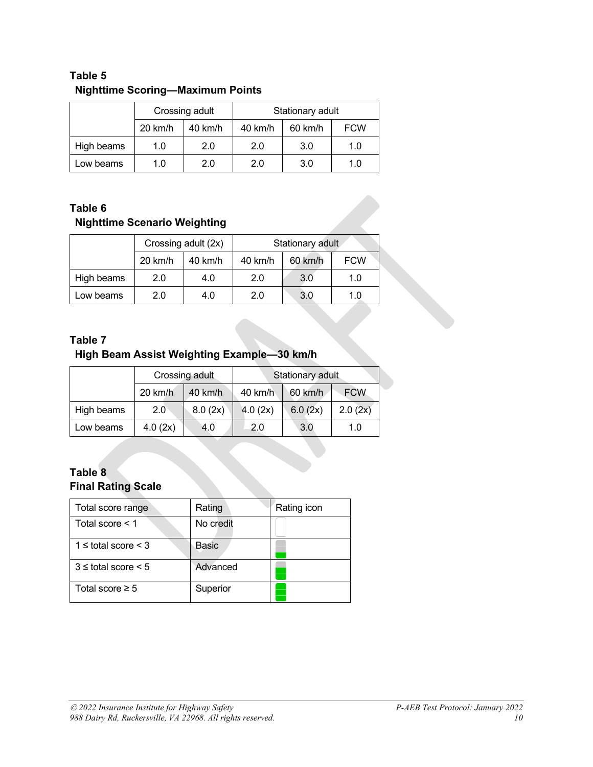**Table 5**
**Nighttime Scoring—Maximum Points**

| | Crossing adult | | Stationary adult | | |
|---|---|---|---|---|---|
| | 20 km/h | 40 km/h | 40 km/h | 60 km/h | FCW |
| High beams | 1.0 | 2.0 | 2.0 | 3.0 | 1.0 |
| Low beams | 1.0 | 2.0 | 2.0 | 3.0 | 1.0 |

**Table 6**
**Nighttime Scenario Weighting**

| | Crossing adult (2x) | | Stationary adult | | |
|---|---|---|---|---|---|
| | 20 km/h | 40 km/h | 40 km/h | 60 km/h | FCW |
| High beams | 2.0 | 4.0 | 2.0 | 3.0 | 1.0 |
| Low beams | 2.0 | 4.0 | 2.0 | 3.0 | 1.0 |

**Table 7**
**High Beam Assist Weighting Example—30 km/h**

| | Crossing adult | | Stationary adult | | |
|---|---|---|---|---|---|
| | 20 km/h | 40 km/h | 40 km/h | 60 km/h | FCW |
| High beams | 2.0 | 8.0 (2x) | 4.0 (2x) | 6.0 (2x) | 2.0 (2x) |
| Low beams | 4.0 (2x) | 4.0 | 2.0 | 3.0 | 1.0 |

**Table 8**
**Final Rating Scale**

| Total score range | Rating | Rating icon |
|---|---|---|
| Total score < 1 | No credit | |
| 1 ≤ total score < 3 | Basic | |
| 3 ≤ total score < 5 | Advanced | |
| Total score ≥ 5 | Superior | |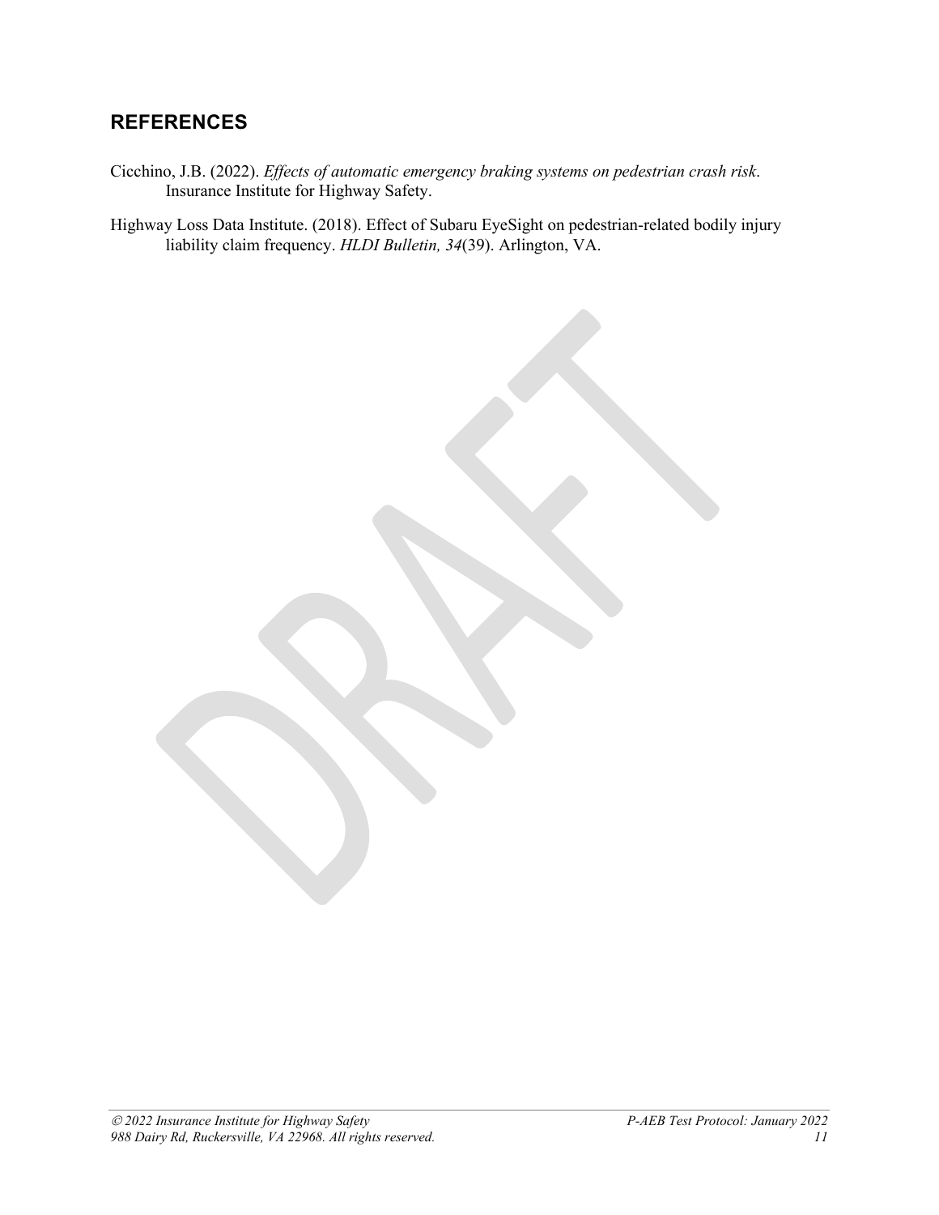## REFERENCES

Cicchino, J.B. (2022). *Effects of automatic emergency braking systems on pedestrian crash risk*. Insurance Institute for Highway Safety.

Highway Loss Data Institute. (2018). Effect of Subaru EyeSight on pedestrian-related bodily injury liability claim frequency. *HLDI Bulletin, 34*(39). Arlington, VA.